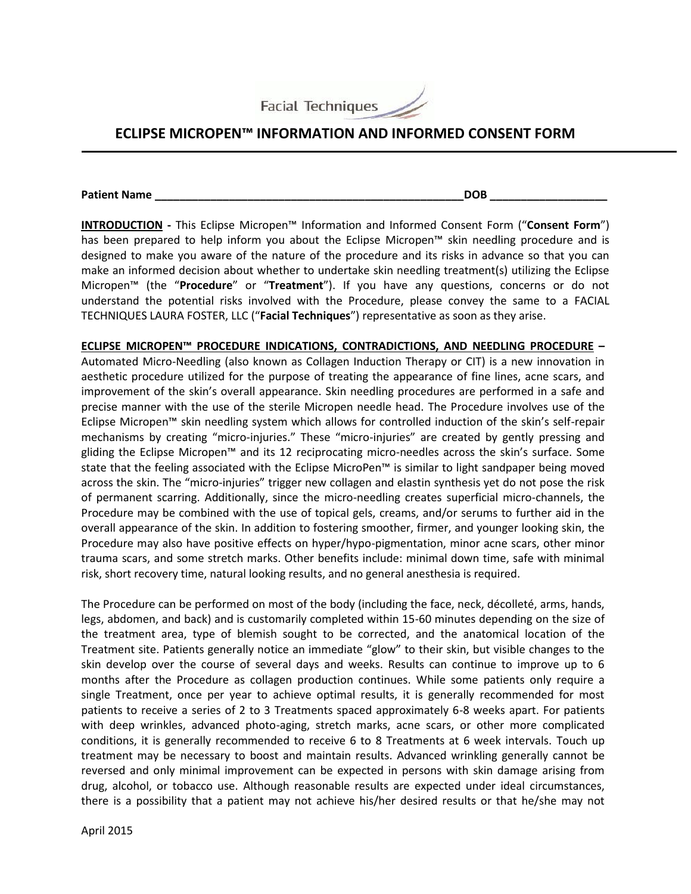Facial Techniques

# ECLIPSE MICROPEN™ INFORMATION AND INFORMED CONSENT FORM

**Patient Name** ____________________________________________________**DOB** ___________________

**INTRODUCTION -** This Eclipse Micropen™ Information and Informed Consent Form ("**Consent Form**") has been prepared to help inform you about the Eclipse Micropen™ skin needling procedure and is designed to make you aware of the nature of the procedure and its risks in advance so that you can make an informed decision about whether to undertake skin needling treatment(s) utilizing the Eclipse Micropen™ (the "**Procedure**" or "**Treatment**"). If you have any questions, concerns or do not understand the potential risks involved with the Procedure, please convey the same to a FACIAL TECHNIQUES LAURA FOSTER, LLC ("**Facial Techniques**") representative as soon as they arise.

**ECLIPSE MICROPEN™ PROCEDURE INDICATIONS, CONTRADICTIONS, AND NEEDLING PROCEDURE –** Automated Micro-Needling (also known as Collagen Induction Therapy or CIT) is a new innovation in aesthetic procedure utilized for the purpose of treating the appearance of fine lines, acne scars, and improvement of the skin's overall appearance. Skin needling procedures are performed in a safe and precise manner with the use of the sterile Micropen needle head. The Procedure involves use of the Eclipse Micropen™ skin needling system which allows for controlled induction of the skin's self-repair mechanisms by creating "micro-injuries." These "micro-injuries" are created by gently pressing and gliding the Eclipse Micropen™ and its 12 reciprocating micro-needles across the skin's surface. Some state that the feeling associated with the Eclipse MicroPen™ is similar to light sandpaper being moved across the skin. The "micro-injuries" trigger new collagen and elastin synthesis yet do not pose the risk of permanent scarring. Additionally, since the micro-needling creates superficial micro-channels, the Procedure may be combined with the use of topical gels, creams, and/or serums to further aid in the overall appearance of the skin. In addition to fostering smoother, firmer, and younger looking skin, the Procedure may also have positive effects on hyper/hypo-pigmentation, minor acne scars, other minor trauma scars, and some stretch marks. Other benefits include: minimal down time, safe with minimal risk, short recovery time, natural looking results, and no general anesthesia is required.

The Procedure can be performed on most of the body (including the face, neck, décolleté, arms, hands, legs, abdomen, and back) and is customarily completed within 15-60 minutes depending on the size of the treatment area, type of blemish sought to be corrected, and the anatomical location of the Treatment site. Patients generally notice an immediate "glow" to their skin, but visible changes to the skin develop over the course of several days and weeks. Results can continue to improve up to 6 months after the Procedure as collagen production continues. While some patients only require a single Treatment, once per year to achieve optimal results, it is generally recommended for most patients to receive a series of 2 to 3 Treatments spaced approximately 6-8 weeks apart. For patients with deep wrinkles, advanced photo-aging, stretch marks, acne scars, or other more complicated conditions, it is generally recommended to receive 6 to 8 Treatments at 6 week intervals. Touch up treatment may be necessary to boost and maintain results. Advanced wrinkling generally cannot be reversed and only minimal improvement can be expected in persons with skin damage arising from drug, alcohol, or tobacco use. Although reasonable results are expected under ideal circumstances, there is a possibility that a patient may not achieve his/her desired results or that he/she may not

April 2015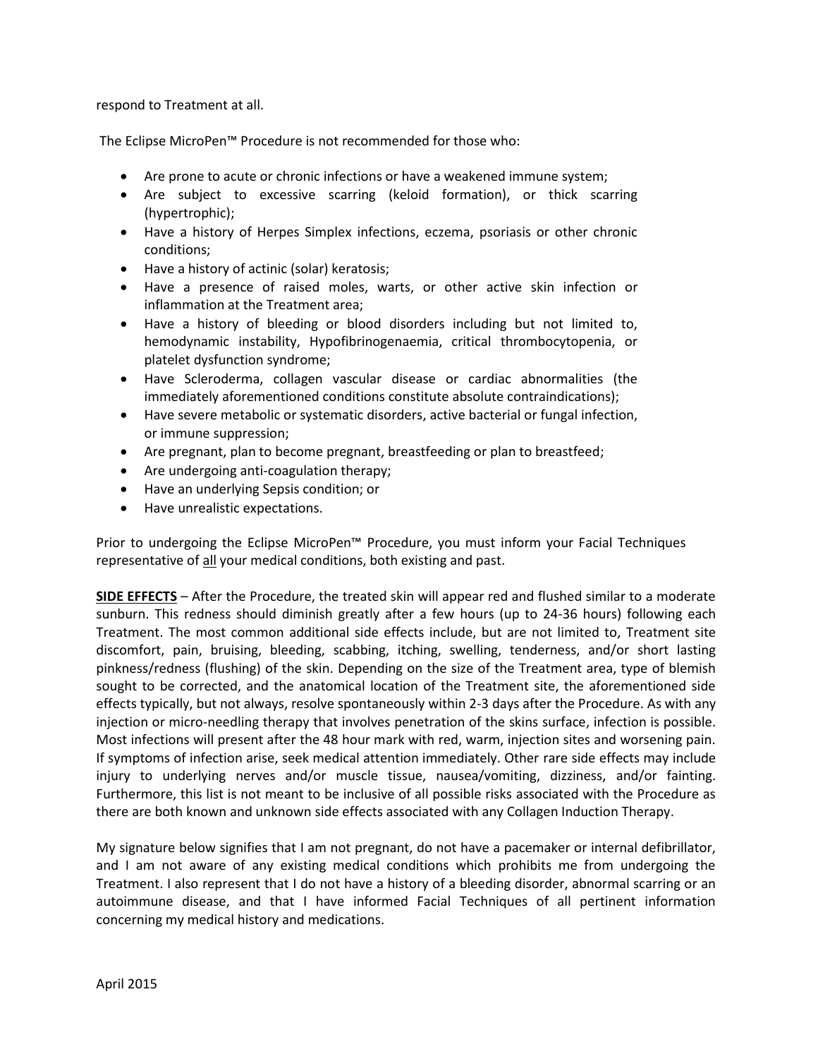respond to Treatment at all.

The Eclipse MicroPen™ Procedure is not recommended for those who:

- Are prone to acute or chronic infections or have a weakened immune system;
- Are subject to excessive scarring (keloid formation), or thick scarring (hypertrophic);
- Have a history of Herpes Simplex infections, eczema, psoriasis or other chronic conditions;
- Have a history of actinic (solar) keratosis;
- Have a presence of raised moles, warts, or other active skin infection or inflammation at the Treatment area;
- Have a history of bleeding or blood disorders including but not limited to, hemodynamic instability, Hypofibrinogenaemia, critical thrombocytopenia, or platelet dysfunction syndrome;
- Have Scleroderma, collagen vascular disease or cardiac abnormalities (the immediately aforementioned conditions constitute absolute contraindications);
- Have severe metabolic or systematic disorders, active bacterial or fungal infection, or immune suppression;
- Are pregnant, plan to become pregnant, breastfeeding or plan to breastfeed;
- Are undergoing anti-coagulation therapy;
- Have an underlying Sepsis condition; or
- Have unrealistic expectations.

Prior to undergoing the Eclipse MicroPen™ Procedure, you must inform your Facial Techniques representative of <u>all</u> your medical conditions, both existing and past.

**<u>SIDE EFFECTS</u>** – After the Procedure, the treated skin will appear red and flushed similar to a moderate sunburn. This redness should diminish greatly after a few hours (up to 24-36 hours) following each Treatment. The most common additional side effects include, but are not limited to, Treatment site discomfort, pain, bruising, bleeding, scabbing, itching, swelling, tenderness, and/or short lasting pinkness/redness (flushing) of the skin. Depending on the size of the Treatment area, type of blemish sought to be corrected, and the anatomical location of the Treatment site, the aforementioned side effects typically, but not always, resolve spontaneously within 2-3 days after the Procedure. As with any injection or micro-needling therapy that involves penetration of the skins surface, infection is possible. Most infections will present after the 48 hour mark with red, warm, injection sites and worsening pain. If symptoms of infection arise, seek medical attention immediately. Other rare side effects may include injury to underlying nerves and/or muscle tissue, nausea/vomiting, dizziness, and/or fainting. Furthermore, this list is not meant to be inclusive of all possible risks associated with the Procedure as there are both known and unknown side effects associated with any Collagen Induction Therapy.

My signature below signifies that I am not pregnant, do not have a pacemaker or internal defibrillator, and I am not aware of any existing medical conditions which prohibits me from undergoing the Treatment. I also represent that I do not have a history of a bleeding disorder, abnormal scarring or an autoimmune disease, and that I have informed Facial Techniques of all pertinent information concerning my medical history and medications.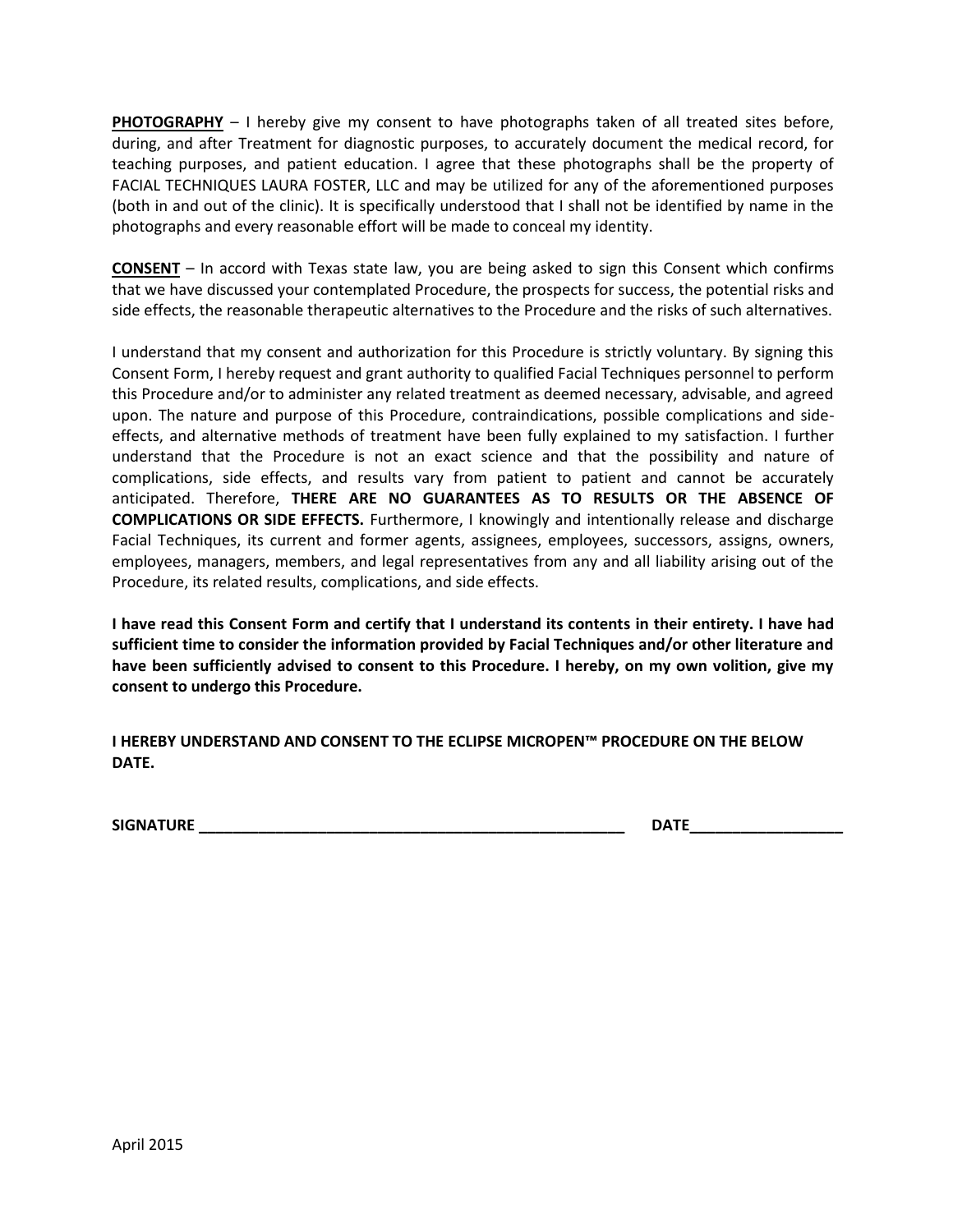**PHOTOGRAPHY** – I hereby give my consent to have photographs taken of all treated sites before, during, and after Treatment for diagnostic purposes, to accurately document the medical record, for teaching purposes, and patient education. I agree that these photographs shall be the property of FACIAL TECHNIQUES LAURA FOSTER, LLC and may be utilized for any of the aforementioned purposes (both in and out of the clinic). It is specifically understood that I shall not be identified by name in the photographs and every reasonable effort will be made to conceal my identity.

**CONSENT** – In accord with Texas state law, you are being asked to sign this Consent which confirms that we have discussed your contemplated Procedure, the prospects for success, the potential risks and side effects, the reasonable therapeutic alternatives to the Procedure and the risks of such alternatives.

I understand that my consent and authorization for this Procedure is strictly voluntary. By signing this Consent Form, I hereby request and grant authority to qualified Facial Techniques personnel to perform this Procedure and/or to administer any related treatment as deemed necessary, advisable, and agreed upon. The nature and purpose of this Procedure, contraindications, possible complications and side-effects, and alternative methods of treatment have been fully explained to my satisfaction. I further understand that the Procedure is not an exact science and that the possibility and nature of complications, side effects, and results vary from patient to patient and cannot be accurately anticipated. Therefore, **THERE ARE NO GUARANTEES AS TO RESULTS OR THE ABSENCE OF COMPLICATIONS OR SIDE EFFECTS.** Furthermore, I knowingly and intentionally release and discharge Facial Techniques, its current and former agents, assignees, employees, successors, assigns, owners, employees, managers, members, and legal representatives from any and all liability arising out of the Procedure, its related results, complications, and side effects.

**I have read this Consent Form and certify that I understand its contents in their entirety. I have had sufficient time to consider the information provided by Facial Techniques and/or other literature and have been sufficiently advised to consent to this Procedure. I hereby, on my own volition, give my consent to undergo this Procedure.**

**I HEREBY UNDERSTAND AND CONSENT TO THE ECLIPSE MICROPEN™ PROCEDURE ON THE BELOW DATE.**

**SIGNATURE** ___________________________________________________ **DATE**__________________

April 2015